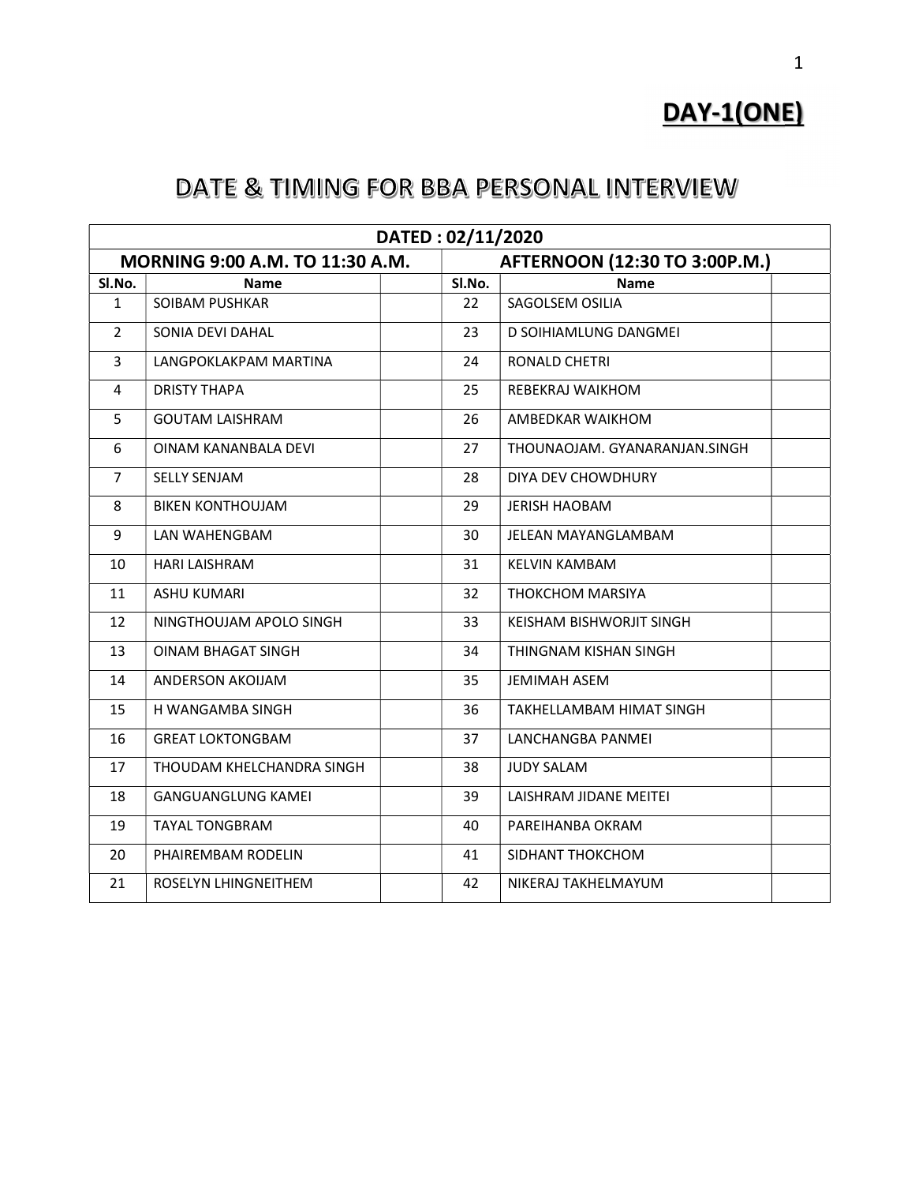# DAY-1(ONE)

## DATE & TIMING FOR BBA PERSONAL INTERVIEW

| DATED : 02/11/2020 | | | | | |
|---|---|---|---|---|---|
| MORNING 9:00 A.M. TO 11:30 A.M. | | | AFTERNOON (12:30 TO 3:00P.M.) | | |
| Sl.No. | Name | | Sl.No. | Name | |
| 1 | SOIBAM PUSHKAR | | 22 | SAGOLSEM OSILIA | |
| 2 | SONIA DEVI DAHAL | | 23 | D SOIHIAMLUNG DANGMEI | |
| 3 | LANGPOKLAKPAM MARTINA | | 24 | RONALD CHETRI | |
| 4 | DRISTY THAPA | | 25 | REBEKRAJ WAIKHOM | |
| 5 | GOUTAM LAISHRAM | | 26 | AMBEDKAR WAIKHOM | |
| 6 | OINAM KANANBALA DEVI | | 27 | THOUNAOJAM. GYANARANJAN.SINGH | |
| 7 | SELLY SENJAM | | 28 | DIYA DEV CHOWDHURY | |
| 8 | BIKEN KONTHOUJAM | | 29 | JERISH HAOBAM | |
| 9 | LAN WAHENGBAM | | 30 | JELEAN MAYANGLAMBAM | |
| 10 | HARI LAISHRAM | | 31 | KELVIN KAMBAM | |
| 11 | ASHU KUMARI | | 32 | THOKCHOM MARSIYA | |
| 12 | NINGTHOUJAM APOLO SINGH | | 33 | KEISHAM BISHWORJIT SINGH | |
| 13 | OINAM BHAGAT SINGH | | 34 | THINGNAM KISHAN SINGH | |
| 14 | ANDERSON AKOIJAM | | 35 | JEMIMAH ASEM | |
| 15 | H WANGAMBA SINGH | | 36 | TAKHELLAMBAM HIMAT SINGH | |
| 16 | GREAT LOKTONGBAM | | 37 | LANCHANGBA PANMEI | |
| 17 | THOUDAM KHELCHANDRA SINGH | | 38 | JUDY SALAM | |
| 18 | GANGUANGLUNG KAMEI | | 39 | LAISHRAM JIDANE MEITEI | |
| 19 | TAYAL TONGBRAM | | 40 | PAREIHANBA OKRAM | |
| 20 | PHAIREMBAM RODELIN | | 41 | SIDHANT THOKCHOM | |
| 21 | ROSELYN LHINGNEITHEM | | 42 | NIKERAJ TAKHELMAYUM | |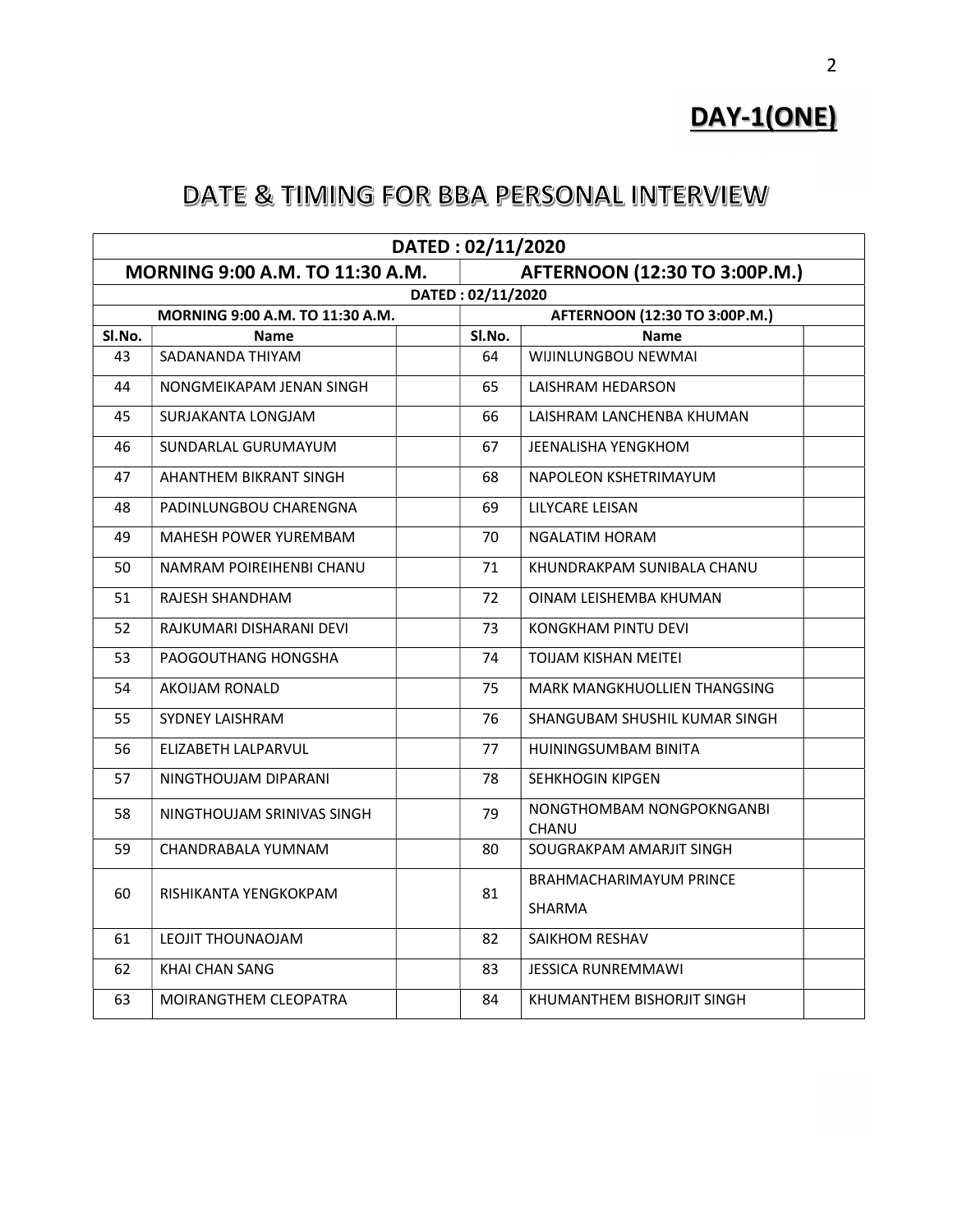## DAY-1(ONE)

# DATE & TIMING FOR BBA PERSONAL INTERVIEW

| DATED : 02/11/2020 | | | | | |
|---|---|---|---|---|---|
| MORNING 9:00 A.M. TO 11:30 A.M. | | | AFTERNOON (12:30 TO 3:00P.M.) | | |
| DATED : 02/11/2020 | | | | | |
| MORNING 9:00 A.M. TO 11:30 A.M. | | | AFTERNOON (12:30 TO 3:00P.M.) | | |
| Sl.No. | Name | | Sl.No. | Name | |
| 43 | SADANANDA THIYAM | | 64 | WIJINLUNGBOU NEWMAI | |
| 44 | NONGMEIKAPAM JENAN SINGH | | 65 | LAISHRAM HEDARSON | |
| 45 | SURJAKANTA LONGJAM | | 66 | LAISHRAM LANCHENBA KHUMAN | |
| 46 | SUNDARLAL GURUMAYUM | | 67 | JEENALISHA YENGKHOM | |
| 47 | AHANTHEM BIKRANT SINGH | | 68 | NAPOLEON KSHETRIMAYUM | |
| 48 | PADINLUNGBOU CHARENGNA | | 69 | LILYCARE LEISAN | |
| 49 | MAHESH POWER YUREMBAM | | 70 | NGALATIM HORAM | |
| 50 | NAMRAM POIREIHENBI CHANU | | 71 | KHUNDRAKPAM SUNIBALA CHANU | |
| 51 | RAJESH SHANDHAM | | 72 | OINAM LEISHEMBA KHUMAN | |
| 52 | RAJKUMARI DISHARANI DEVI | | 73 | KONGKHAM PINTU DEVI | |
| 53 | PAOGOUTHANG HONGSHA | | 74 | TOIJAM KISHAN MEITEI | |
| 54 | AKOIJAM RONALD | | 75 | MARK MANGKHUOLLIEN THANGSING | |
| 55 | SYDNEY LAISHRAM | | 76 | SHANGUBAM SHUSHIL KUMAR SINGH | |
| 56 | ELIZABETH LALPARVUL | | 77 | HUININGSUMBAM BINITA | |
| 57 | NINGTHOUJAM DIPARANI | | 78 | SEHKHOGIN KIPGEN | |
| 58 | NINGTHOUJAM SRINIVAS SINGH | | 79 | NONGTHOMBAM NONGPOKNGANBI CHANU | |
| 59 | CHANDRABALA YUMNAM | | 80 | SOUGRAKPAM AMARJIT SINGH | |
| 60 | RISHIKANTA YENGKOKPAM | | 81 | BRAHMACHARIMAYUM PRINCE SHARMA | |
| 61 | LEOJIT THOUNAOJAM | | 82 | SAIKHOM RESHAV | |
| 62 | KHAI CHAN SANG | | 83 | JESSICA RUNREMMAWI | |
| 63 | MOIRANGTHEM CLEOPATRA | | 84 | KHUMANTHEM BISHORJIT SINGH | |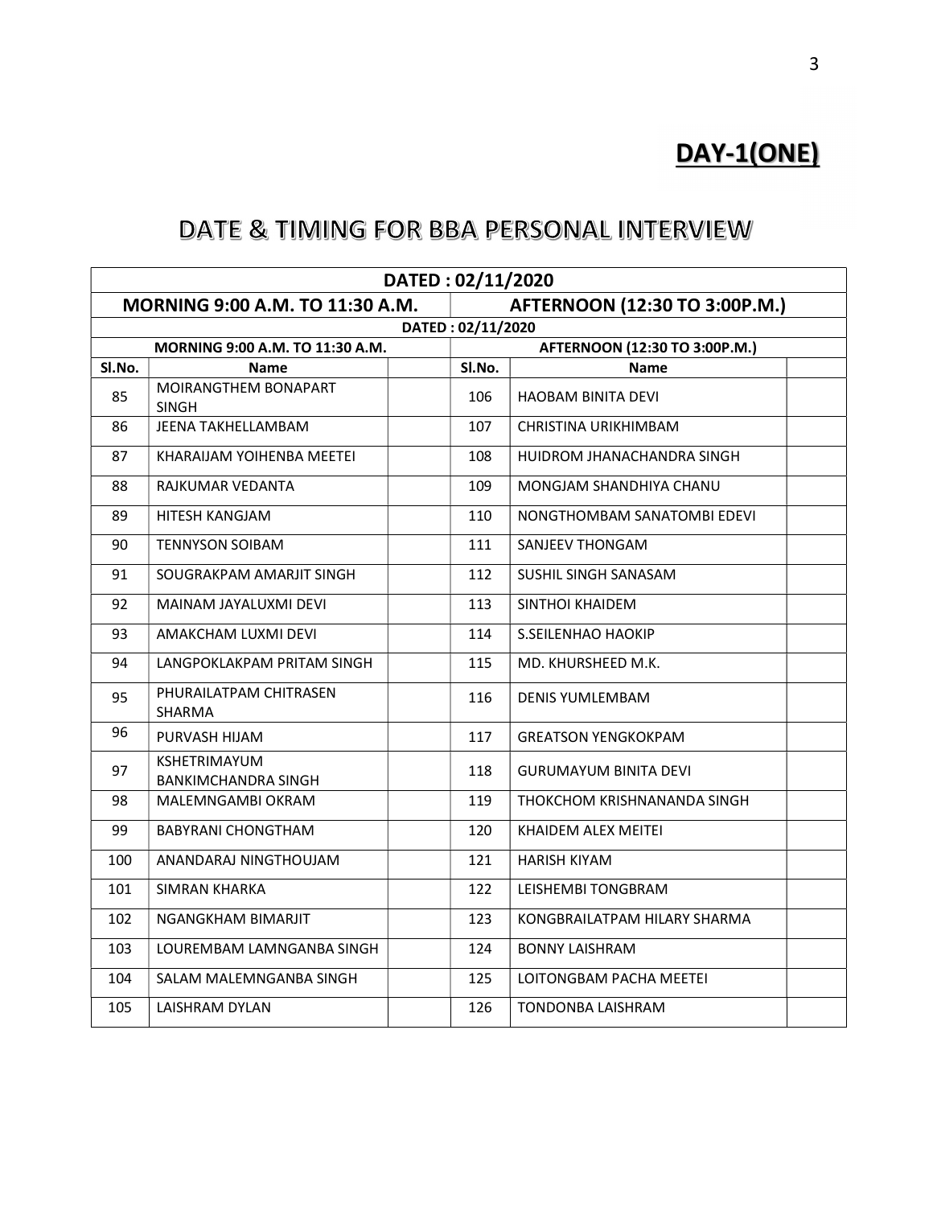## DAY-1(ONE)

# DATE & TIMING FOR BBA PERSONAL INTERVIEW

| DATED : 02/11/2020 | | | | | |
|---|---|---|---|---|---|
| MORNING 9:00 A.M. TO 11:30 A.M. | | | AFTERNOON (12:30 TO 3:00P.M.) | | |
| DATED : 02/11/2020 | | | | | |
| MORNING 9:00 A.M. TO 11:30 A.M. | | | AFTERNOON (12:30 TO 3:00P.M.) | | |
| Sl.No. | Name | | Sl.No. | Name | |
| 85 | MOIRANGTHEM BONAPART SINGH | | 106 | HAOBAM BINITA DEVI | |
| 86 | JEENA TAKHELLAMBAM | | 107 | CHRISTINA URIKHIMBAM | |
| 87 | KHARAIJAM YOIHENBA MEETEI | | 108 | HUIDROM JHANACHANDRA SINGH | |
| 88 | RAJKUMAR VEDANTA | | 109 | MONGJAM SHANDHIYA CHANU | |
| 89 | HITESH KANGJAM | | 110 | NONGTHOMBAM SANATOMBI EDEVI | |
| 90 | TENNYSON SOIBAM | | 111 | SANJEEV THONGAM | |
| 91 | SOUGRAKPAM AMARJIT SINGH | | 112 | SUSHIL SINGH SANASAM | |
| 92 | MAINAM JAYALUXMI DEVI | | 113 | SINTHOI KHAIDEM | |
| 93 | AMAKCHAM LUXMI DEVI | | 114 | S.SEILENHAO HAOKIP | |
| 94 | LANGPOKLAKPAM PRITAM SINGH | | 115 | MD. KHURSHEED M.K. | |
| 95 | PHURAILATPAM CHITRASEN SHARMA | | 116 | DENIS YUMLEMBAM | |
| 96 | PURVASH HIJAM | | 117 | GREATSON YENGKOKPAM | |
| 97 | KSHETRIMAYUM BANKIMCHANDRA SINGH | | 118 | GURUMAYUM BINITA DEVI | |
| 98 | MALEMNGAMBI OKRAM | | 119 | THOKCHOM KRISHNANANDA SINGH | |
| 99 | BABYRANI CHONGTHAM | | 120 | KHAIDEM ALEX MEITEI | |
| 100 | ANANDARAJ NINGTHOUJAM | | 121 | HARISH KIYAM | |
| 101 | SIMRAN KHARKA | | 122 | LEISHEMBI TONGBRAM | |
| 102 | NGANGKHAM BIMARJIT | | 123 | KONGBRAILATPAM HILARY SHARMA | |
| 103 | LOUREMBAM LAMNGANBA SINGH | | 124 | BONNY LAISHRAM | |
| 104 | SALAM MALEMNGANBA SINGH | | 125 | LOITONGBAM PACHA MEETEI | |
| 105 | LAISHRAM DYLAN | | 126 | TONDONBA LAISHRAM | |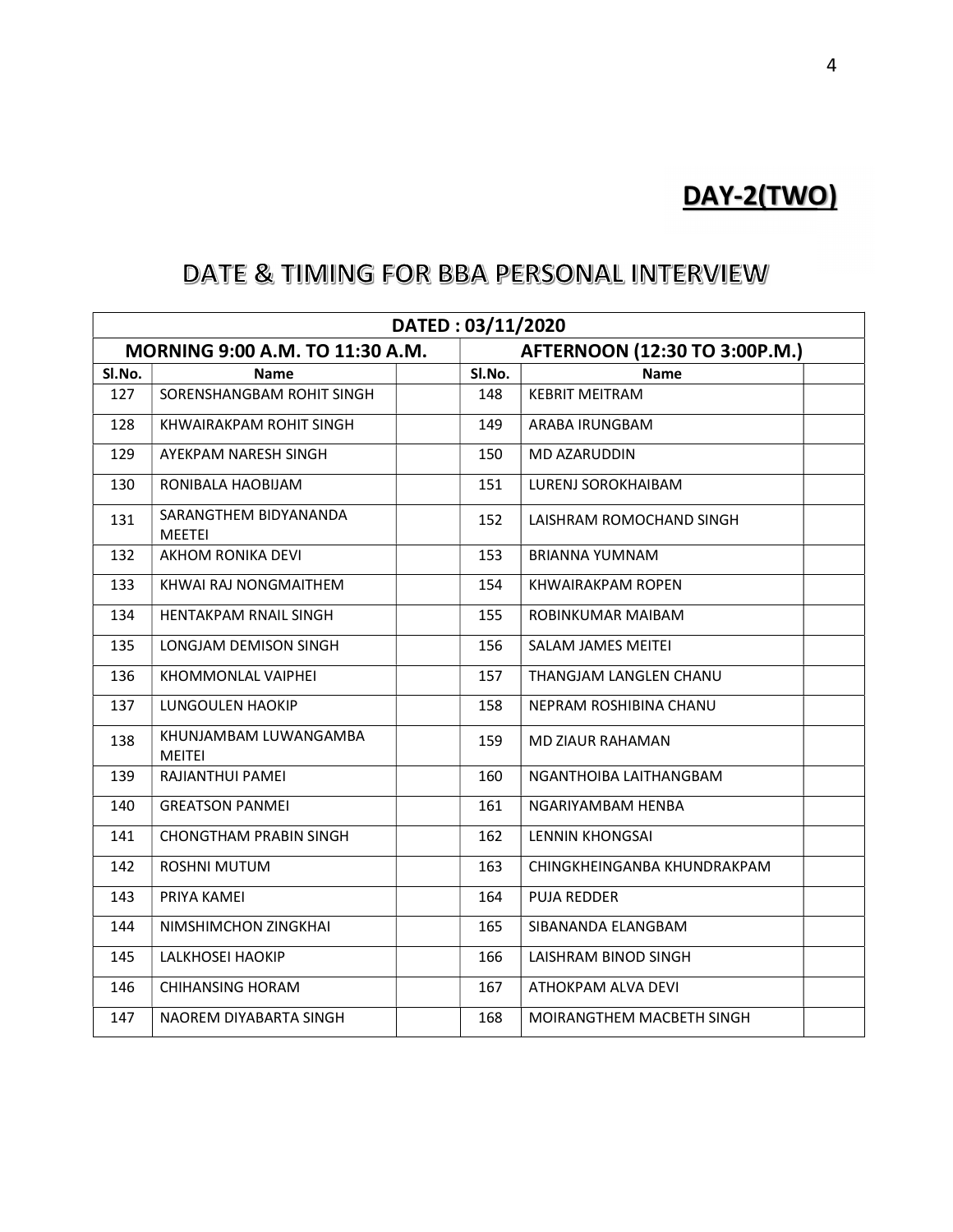## DAY-2(TWO)

# DATE & TIMING FOR BBA PERSONAL INTERVIEW

| DATED : 03/11/2020 | | | | | |
|---|---|---|---|---|---|
| MORNING 9:00 A.M. TO 11:30 A.M. | | | AFTERNOON (12:30 TO 3:00P.M.) | | |
| Sl.No. | Name | | Sl.No. | Name | |
| 127 | SORENSHANGBAM ROHIT SINGH | | 148 | KEBRIT MEITRAM | |
| 128 | KHWAIRAKPAM ROHIT SINGH | | 149 | ARABA IRUNGBAM | |
| 129 | AYEKPAM NARESH SINGH | | 150 | MD AZARUDDIN | |
| 130 | RONIBALA HAOBIJAM | | 151 | LURENJ SOROKHAIBAM | |
| 131 | SARANGTHEM BIDYANANDA MEETEI | | 152 | LAISHRAM ROMOCHAND SINGH | |
| 132 | AKHOM RONIKA DEVI | | 153 | BRIANNA YUMNAM | |
| 133 | KHWAI RAJ NONGMAITHEM | | 154 | KHWAIRAKPAM ROPEN | |
| 134 | HENTAKPAM RNAIL SINGH | | 155 | ROBINKUMAR MAIBAM | |
| 135 | LONGJAM DEMISON SINGH | | 156 | SALAM JAMES MEITEI | |
| 136 | KHOMMONLAL VAIPHEI | | 157 | THANGJAM LANGLEN CHANU | |
| 137 | LUNGOULEN HAOKIP | | 158 | NEPRAM ROSHIBINA CHANU | |
| 138 | KHUNJAMBAM LUWANGAMBA MEITEI | | 159 | MD ZIAUR RAHAMAN | |
| 139 | RAJIANTHUI PAMEI | | 160 | NGANTHOIBA LAITHANGBAM | |
| 140 | GREATSON PANMEI | | 161 | NGARIYAMBAM HENBA | |
| 141 | CHONGTHAM PRABIN SINGH | | 162 | LENNIN KHONGSAI | |
| 142 | ROSHNI MUTUM | | 163 | CHINGKHEINGANBA KHUNDRAKPAM | |
| 143 | PRIYA KAMEI | | 164 | PUJA REDDER | |
| 144 | NIMSHIMCHON ZINGKHAI | | 165 | SIBANANDA ELANGBAM | |
| 145 | LALKHOSEI HAOKIP | | 166 | LAISHRAM BINOD SINGH | |
| 146 | CHIHANSING HORAM | | 167 | ATHOKPAM ALVA DEVI | |
| 147 | NAOREM DIYABARTA SINGH | | 168 | MOIRANGTHEM MACBETH SINGH | |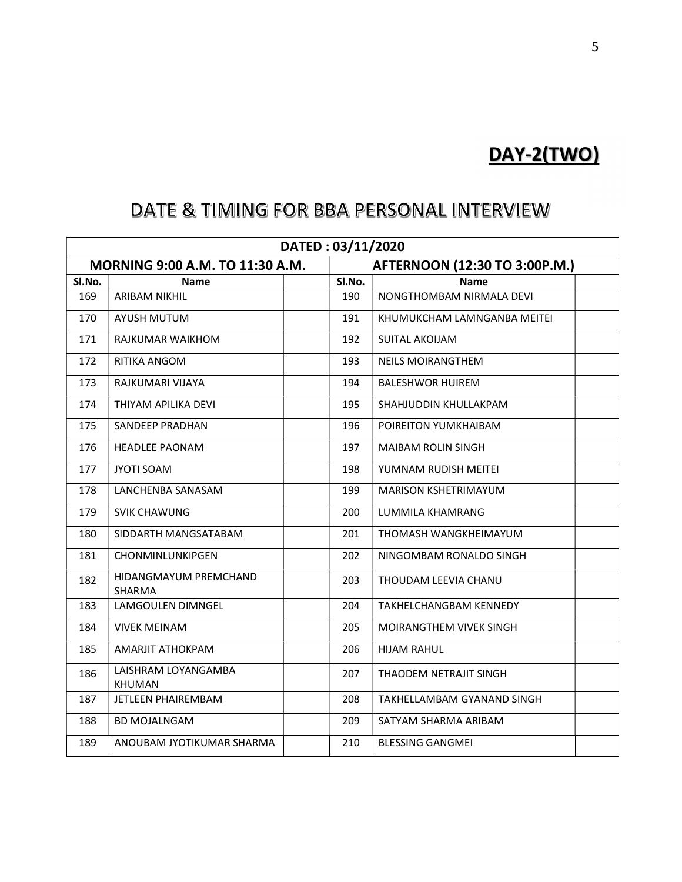**DAY-2(TWO)**

# DATE & TIMING FOR BBA PERSONAL INTERVIEW

| DATED : 03/11/2020 | | | | | |
|---|---|---|---|---|---|
| MORNING 9:00 A.M. TO 11:30 A.M. | | | AFTERNOON (12:30 TO 3:00P.M.) | | |
| Sl.No. | Name | | Sl.No. | Name | |
| 169 | ARIBAM NIKHIL | | 190 | NONGTHOMBAM NIRMALA DEVI | |
| 170 | AYUSH MUTUM | | 191 | KHUMUKCHAM LAMNGANBA MEITEI | |
| 171 | RAJKUMAR WAIKHOM | | 192 | SUITAL AKOIJAM | |
| 172 | RITIKA ANGOM | | 193 | NEILS MOIRANGTHEM | |
| 173 | RAJKUMARI VIJAYA | | 194 | BALESHWOR HUIREM | |
| 174 | THIYAM APILIKA DEVI | | 195 | SHAHJUDDIN KHULLAKPAM | |
| 175 | SANDEEP PRADHAN | | 196 | POIREITON YUMKHAIBAM | |
| 176 | HEADLEE PAONAM | | 197 | MAIBAM ROLIN SINGH | |
| 177 | JYOTI SOAM | | 198 | YUMNAM RUDISH MEITEI | |
| 178 | LANCHENBA SANASAM | | 199 | MARISON KSHETRIMAYUM | |
| 179 | SVIK CHAWUNG | | 200 | LUMMILA KHAMRANG | |
| 180 | SIDDARTH MANGSATABAM | | 201 | THOMASH WANGKHEIMAYUM | |
| 181 | CHONMINLUNKIPGEN | | 202 | NINGOMBAM RONALDO SINGH | |
| 182 | HIDANGMAYUM PREMCHAND SHARMA | | 203 | THOUDAM LEEVIA CHANU | |
| 183 | LAMGOULEN DIMNGEL | | 204 | TAKHELCHANGBAM KENNEDY | |
| 184 | VIVEK MEINAM | | 205 | MOIRANGTHEM VIVEK SINGH | |
| 185 | AMARJIT ATHOKPAM | | 206 | HIJAM RAHUL | |
| 186 | LAISHRAM LOYANGAMBA KHUMAN | | 207 | THAODEM NETRAJIT SINGH | |
| 187 | JETLEEN PHAIREMBAM | | 208 | TAKHELLAMBAM GYANAND SINGH | |
| 188 | BD MOJALNGAM | | 209 | SATYAM SHARMA ARIBAM | |
| 189 | ANOUBAM JYOTIKUMAR SHARMA | | 210 | BLESSING GANGMEI | |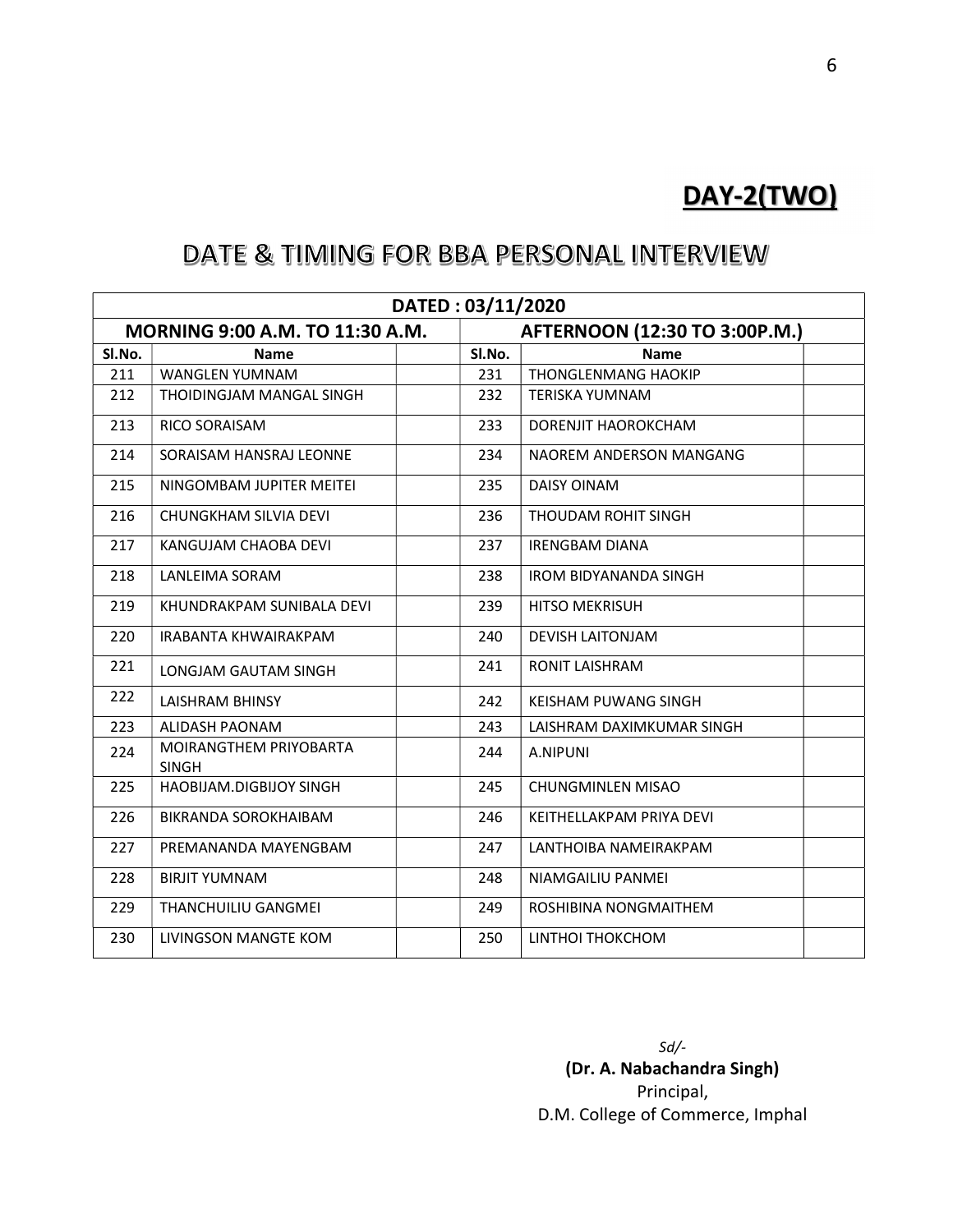**DAY-2(TWO)**

# DATE & TIMING FOR BBA PERSONAL INTERVIEW

| DATED : 03/11/2020 | | | | | |
|---|---|---|---|---|---|
| **MORNING 9:00 A.M. TO 11:30 A.M.** | | | **AFTERNOON (12:30 TO 3:00P.M.)** | | |
| **Sl.No.** | **Name** | | **Sl.No.** | **Name** | |
| 211 | WANGLEN YUMNAM | | 231 | THONGLENMANG HAOKIP | |
| 212 | THOIDINGJAM MANGAL SINGH | | 232 | TERISKA YUMNAM | |
| 213 | RICO SORAISAM | | 233 | DORENJIT HAOROKCHAM | |
| 214 | SORAISAM HANSRAJ LEONNE | | 234 | NAOREM ANDERSON MANGANG | |
| 215 | NINGOMBAM JUPITER MEITEI | | 235 | DAISY OINAM | |
| 216 | CHUNGKHAM SILVIA DEVI | | 236 | THOUDAM ROHIT SINGH | |
| 217 | KANGUJAM CHAOBA DEVI | | 237 | IRENGBAM DIANA | |
| 218 | LANLEIMA SORAM | | 238 | IROM BIDYANANDA SINGH | |
| 219 | KHUNDRAKPAM SUNIBALA DEVI | | 239 | HITSO MEKRISUH | |
| 220 | IRABANTA KHWAIRAKPAM | | 240 | DEVISH LAITONJAM | |
| 221 | LONGJAM GAUTAM SINGH | | 241 | RONIT LAISHRAM | |
| 222 | LAISHRAM BHINSY | | 242 | KEISHAM PUWANG SINGH | |
| 223 | ALIDASH PAONAM | | 243 | LAISHRAM DAXIMKUMAR SINGH | |
| 224 | MOIRANGTHEM PRIYOBARTA SINGH | | 244 | A.NIPUNI | |
| 225 | HAOBIJAM.DIGBIJOY SINGH | | 245 | CHUNGMINLEN MISAO | |
| 226 | BIKRANDA SOROKHAIBAM | | 246 | KEITHELLAKPAM PRIYA DEVI | |
| 227 | PREMANANDA MAYENGBAM | | 247 | LANTHOIBA NAMEIRAKPAM | |
| 228 | BIRJIT YUMNAM | | 248 | NIAMGAILIU PANMEI | |
| 229 | THANCHUILIU GANGMEI | | 249 | ROSHIBINA NONGMAITHEM | |
| 230 | LIVINGSON MANGTE KOM | | 250 | LINTHOI THOKCHOM | |

*Sd/-*

**(Dr. A. Nabachandra Singh)**

Principal,

D.M. College of Commerce, Imphal